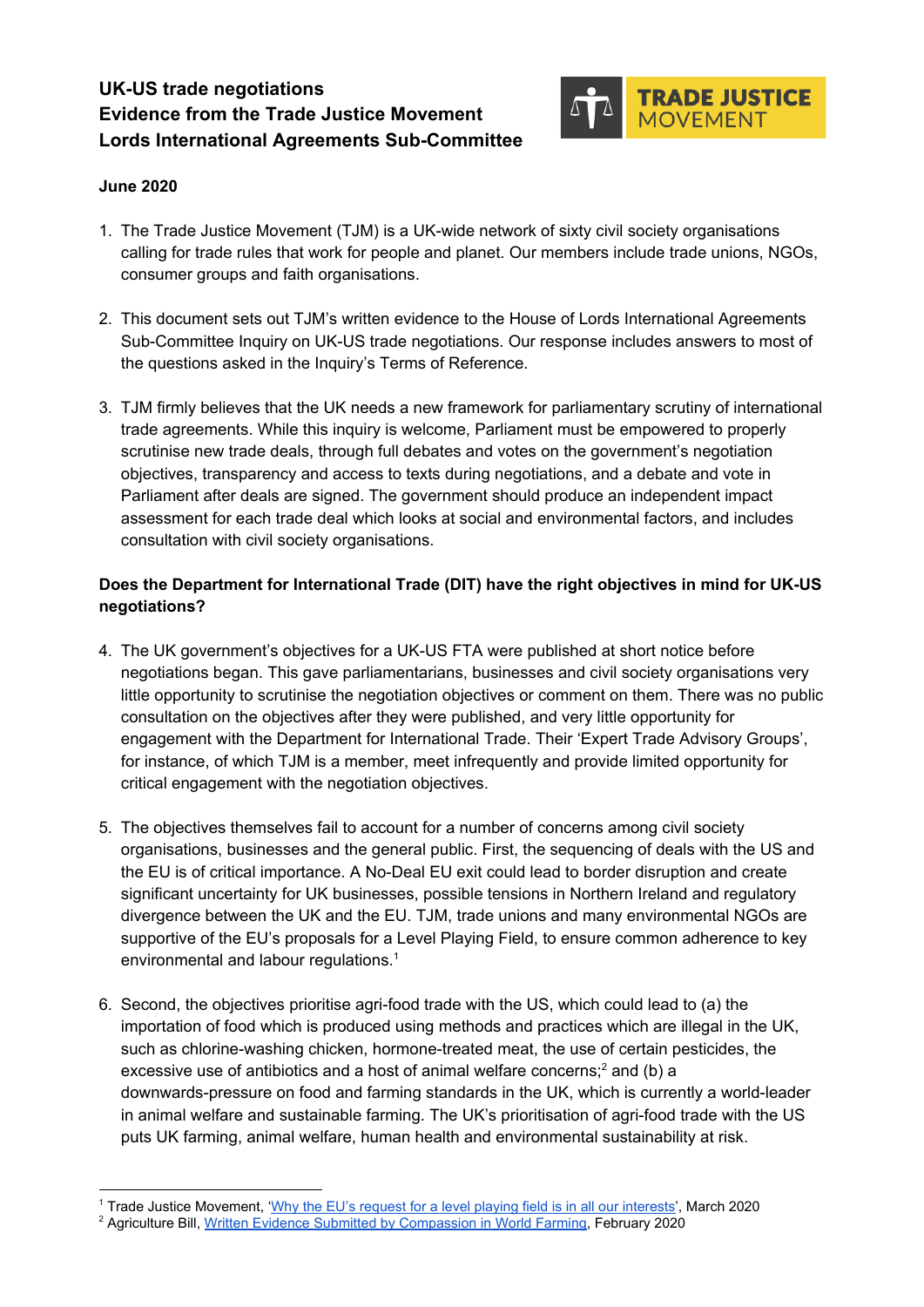# UK-US trade negotiations
# Evidence from the Trade Justice Movement
# Lords International Agreements Sub-Committee

**June 2020**

1. The Trade Justice Movement (TJM) is a UK-wide network of sixty civil society organisations calling for trade rules that work for people and planet. Our members include trade unions, NGOs, consumer groups and faith organisations.

2. This document sets out TJM's written evidence to the House of Lords International Agreements Sub-Committee Inquiry on UK-US trade negotiations. Our response includes answers to most of the questions asked in the Inquiry's Terms of Reference.

3. TJM firmly believes that the UK needs a new framework for parliamentary scrutiny of international trade agreements. While this inquiry is welcome, Parliament must be empowered to properly scrutinise new trade deals, through full debates and votes on the government's negotiation objectives, transparency and access to texts during negotiations, and a debate and vote in Parliament after deals are signed. The government should produce an independent impact assessment for each trade deal which looks at social and environmental factors, and includes consultation with civil society organisations.

**Does the Department for International Trade (DIT) have the right objectives in mind for UK-US negotiations?**

4. The UK government's objectives for a UK-US FTA were published at short notice before negotiations began. This gave parliamentarians, businesses and civil society organisations very little opportunity to scrutinise the negotiation objectives or comment on them. There was no public consultation on the objectives after they were published, and very little opportunity for engagement with the Department for International Trade. Their 'Expert Trade Advisory Groups', for instance, of which TJM is a member, meet infrequently and provide limited opportunity for critical engagement with the negotiation objectives.

5. The objectives themselves fail to account for a number of concerns among civil society organisations, businesses and the general public. First, the sequencing of deals with the US and the EU is of critical importance. A No-Deal EU exit could lead to border disruption and create significant uncertainty for UK businesses, possible tensions in Northern Ireland and regulatory divergence between the UK and the EU. TJM, trade unions and many environmental NGOs are supportive of the EU's proposals for a Level Playing Field, to ensure common adherence to key environmental and labour regulations.[1]

6. Second, the objectives prioritise agri-food trade with the US, which could lead to (a) the importation of food which is produced using methods and practices which are illegal in the UK, such as chlorine-washing chicken, hormone-treated meat, the use of certain pesticides, the excessive use of antibiotics and a host of animal welfare concerns;[2] and (b) a downwards-pressure on food and farming standards in the UK, which is currently a world-leader in animal welfare and sustainable farming. The UK's prioritisation of agri-food trade with the US puts UK farming, animal welfare, human health and environmental sustainability at risk.

---

[1] Trade Justice Movement, '[Why the EU's request for a level playing field is in all our interests](#)', March 2020

[2] Agriculture Bill, [Written Evidence Submitted by Compassion in World Farming](#), February 2020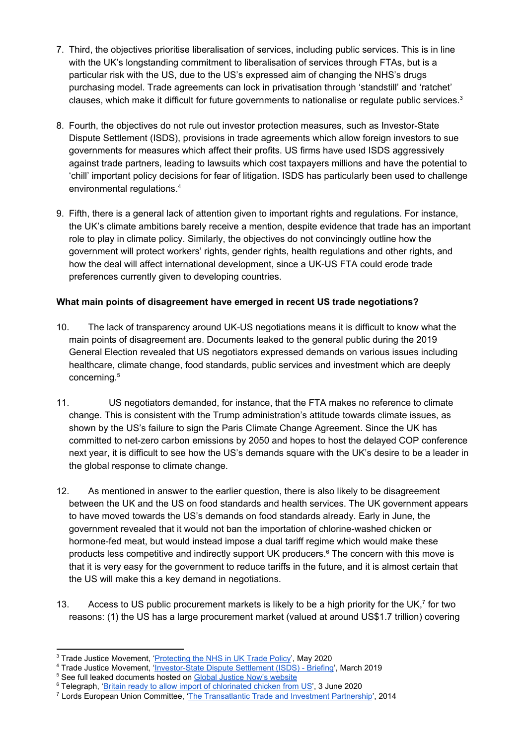7. Third, the objectives prioritise liberalisation of services, including public services. This is in line with the UK's longstanding commitment to liberalisation of services through FTAs, but is a particular risk with the US, due to the US's expressed aim of changing the NHS's drugs purchasing model. Trade agreements can lock in privatisation through 'standstill' and 'ratchet' clauses, which make it difficult for future governments to nationalise or regulate public services.[3]

8. Fourth, the objectives do not rule out investor protection measures, such as Investor-State Dispute Settlement (ISDS), provisions in trade agreements which allow foreign investors to sue governments for measures which affect their profits. US firms have used ISDS aggressively against trade partners, leading to lawsuits which cost taxpayers millions and have the potential to 'chill' important policy decisions for fear of litigation. ISDS has particularly been used to challenge environmental regulations.[4]

9. Fifth, there is a general lack of attention given to important rights and regulations. For instance, the UK's climate ambitions barely receive a mention, despite evidence that trade has an important role to play in climate policy. Similarly, the objectives do not convincingly outline how the government will protect workers' rights, gender rights, health regulations and other rights, and how the deal will affect international development, since a UK-US FTA could erode trade preferences currently given to developing countries.

**What main points of disagreement have emerged in recent US trade negotiations?**

10. The lack of transparency around UK-US negotiations means it is difficult to know what the main points of disagreement are. Documents leaked to the general public during the 2019 General Election revealed that US negotiators expressed demands on various issues including healthcare, climate change, food standards, public services and investment which are deeply concerning.[5]

11. US negotiators demanded, for instance, that the FTA makes no reference to climate change. This is consistent with the Trump administration's attitude towards climate issues, as shown by the US's failure to sign the Paris Climate Change Agreement. Since the UK has committed to net-zero carbon emissions by 2050 and hopes to host the delayed COP conference next year, it is difficult to see how the US's demands square with the UK's desire to be a leader in the global response to climate change.

12. As mentioned in answer to the earlier question, there is also likely to be disagreement between the UK and the US on food standards and health services. The UK government appears to have moved towards the US's demands on food standards already. Early in June, the government revealed that it would not ban the importation of chlorine-washed chicken or hormone-fed meat, but would instead impose a dual tariff regime which would make these products less competitive and indirectly support UK producers.[6] The concern with this move is that it is very easy for the government to reduce tariffs in the future, and it is almost certain that the US will make this a key demand in negotiations.

13. Access to US public procurement markets is likely to be a high priority for the UK,[7] for two reasons: (1) the US has a large procurement market (valued at around US$1.7 trillion) covering

---

[3] Trade Justice Movement, 'Protecting the NHS in UK Trade Policy', May 2020
[4] Trade Justice Movement, 'Investor-State Dispute Settlement (ISDS) - Briefing', March 2019
[5] See full leaked documents hosted on Global Justice Now's website
[6] Telegraph, 'Britain ready to allow import of chlorinated chicken from US', 3 June 2020
[7] Lords European Union Committee, 'The Transatlantic Trade and Investment Partnership', 2014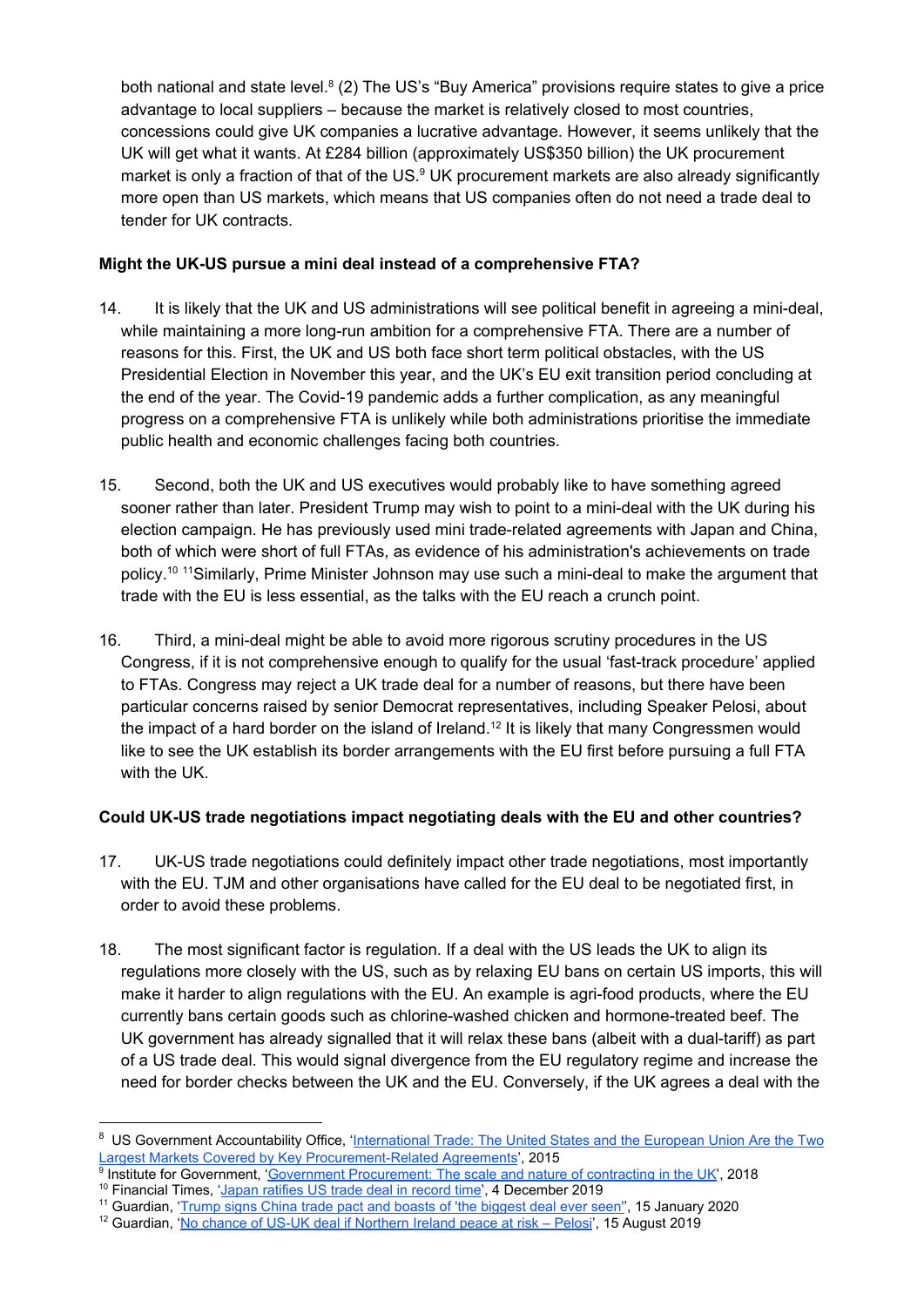both national and state level.[8] (2) The US's "Buy America" provisions require states to give a price advantage to local suppliers – because the market is relatively closed to most countries, concessions could give UK companies a lucrative advantage. However, it seems unlikely that the UK will get what it wants. At £284 billion (approximately US$350 billion) the UK procurement market is only a fraction of that of the US.[9] UK procurement markets are also already significantly more open than US markets, which means that US companies often do not need a trade deal to tender for UK contracts.

**Might the UK-US pursue a mini deal instead of a comprehensive FTA?**

14. It is likely that the UK and US administrations will see political benefit in agreeing a mini-deal, while maintaining a more long-run ambition for a comprehensive FTA. There are a number of reasons for this. First, the UK and US both face short term political obstacles, with the US Presidential Election in November this year, and the UK's EU exit transition period concluding at the end of the year. The Covid-19 pandemic adds a further complication, as any meaningful progress on a comprehensive FTA is unlikely while both administrations prioritise the immediate public health and economic challenges facing both countries.

15. Second, both the UK and US executives would probably like to have something agreed sooner rather than later. President Trump may wish to point to a mini-deal with the UK during his election campaign. He has previously used mini trade-related agreements with Japan and China, both of which were short of full FTAs, as evidence of his administration's achievements on trade policy.[10] [11]Similarly, Prime Minister Johnson may use such a mini-deal to make the argument that trade with the EU is less essential, as the talks with the EU reach a crunch point.

16. Third, a mini-deal might be able to avoid more rigorous scrutiny procedures in the US Congress, if it is not comprehensive enough to qualify for the usual 'fast-track procedure' applied to FTAs. Congress may reject a UK trade deal for a number of reasons, but there have been particular concerns raised by senior Democrat representatives, including Speaker Pelosi, about the impact of a hard border on the island of Ireland.[12] It is likely that many Congressmen would like to see the UK establish its border arrangements with the EU first before pursuing a full FTA with the UK.

**Could UK-US trade negotiations impact negotiating deals with the EU and other countries?**

17. UK-US trade negotiations could definitely impact other trade negotiations, most importantly with the EU. TJM and other organisations have called for the EU deal to be negotiated first, in order to avoid these problems.

18. The most significant factor is regulation. If a deal with the US leads the UK to align its regulations more closely with the US, such as by relaxing EU bans on certain US imports, this will make it harder to align regulations with the EU. An example is agri-food products, where the EU currently bans certain goods such as chlorine-washed chicken and hormone-treated beef. The UK government has already signalled that it will relax these bans (albeit with a dual-tariff) as part of a US trade deal. This would signal divergence from the EU regulatory regime and increase the need for border checks between the UK and the EU. Conversely, if the UK agrees a deal with the

---

[8] US Government Accountability Office, 'International Trade: The United States and the European Union Are the Two Largest Markets Covered by Key Procurement-Related Agreements', 2015

[9] Institute for Government, 'Government Procurement: The scale and nature of contracting in the UK', 2018

[10] Financial Times, 'Japan ratifies US trade deal in record time', 4 December 2019

[11] Guardian, 'Trump signs China trade pact and boasts of 'the biggest deal ever seen'', 15 January 2020

[12] Guardian, 'No chance of US-UK deal if Northern Ireland peace at risk – Pelosi', 15 August 2019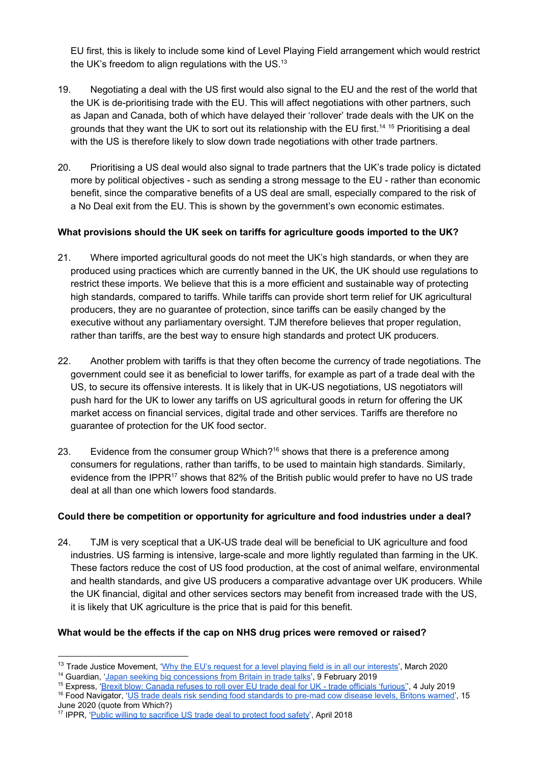EU first, this is likely to include some kind of Level Playing Field arrangement which would restrict the UK's freedom to align regulations with the US.[13]

19. Negotiating a deal with the US first would also signal to the EU and the rest of the world that the UK is de-prioritising trade with the EU. This will affect negotiations with other partners, such as Japan and Canada, both of which have delayed their 'rollover' trade deals with the UK on the grounds that they want the UK to sort out its relationship with the EU first.[14] [15] Prioritising a deal with the US is therefore likely to slow down trade negotiations with other trade partners.

20. Prioritising a US deal would also signal to trade partners that the UK's trade policy is dictated more by political objectives - such as sending a strong message to the EU - rather than economic benefit, since the comparative benefits of a US deal are small, especially compared to the risk of a No Deal exit from the EU. This is shown by the government's own economic estimates.

**What provisions should the UK seek on tariffs for agriculture goods imported to the UK?**

21. Where imported agricultural goods do not meet the UK's high standards, or when they are produced using practices which are currently banned in the UK, the UK should use regulations to restrict these imports. We believe that this is a more efficient and sustainable way of protecting high standards, compared to tariffs. While tariffs can provide short term relief for UK agricultural producers, they are no guarantee of protection, since tariffs can be easily changed by the executive without any parliamentary oversight. TJM therefore believes that proper regulation, rather than tariffs, are the best way to ensure high standards and protect UK producers.

22. Another problem with tariffs is that they often become the currency of trade negotiations. The government could see it as beneficial to lower tariffs, for example as part of a trade deal with the US, to secure its offensive interests. It is likely that in UK-US negotiations, US negotiators will push hard for the UK to lower any tariffs on US agricultural goods in return for offering the UK market access on financial services, digital trade and other services. Tariffs are therefore no guarantee of protection for the UK food sector.

23. Evidence from the consumer group Which?[16] shows that there is a preference among consumers for regulations, rather than tariffs, to be used to maintain high standards. Similarly, evidence from the IPPR[17] shows that 82% of the British public would prefer to have no US trade deal at all than one which lowers food standards.

**Could there be competition or opportunity for agriculture and food industries under a deal?**

24. TJM is very sceptical that a UK-US trade deal will be beneficial to UK agriculture and food industries. US farming is intensive, large-scale and more lightly regulated than farming in the UK. These factors reduce the cost of US food production, at the cost of animal welfare, environmental and health standards, and give US producers a comparative advantage over UK producers. While the UK financial, digital and other services sectors may benefit from increased trade with the US, it is likely that UK agriculture is the price that is paid for this benefit.

**What would be the effects if the cap on NHS drug prices were removed or raised?**

---

[13] Trade Justice Movement, 'Why the EU's request for a level playing field is in all our interests', March 2020

[14] Guardian, 'Japan seeking big concessions from Britain in trade talks', 9 February 2019

[15] Express, 'Brexit blow: Canada refuses to roll over EU trade deal for UK - trade officials 'furious'', 4 July 2019

[16] Food Navigator, 'US trade deals risk sending food standards to pre-mad cow disease levels, Britons warned', 15 June 2020 (quote from Which?)

[17] IPPR, 'Public willing to sacrifice US trade deal to protect food safety', April 2018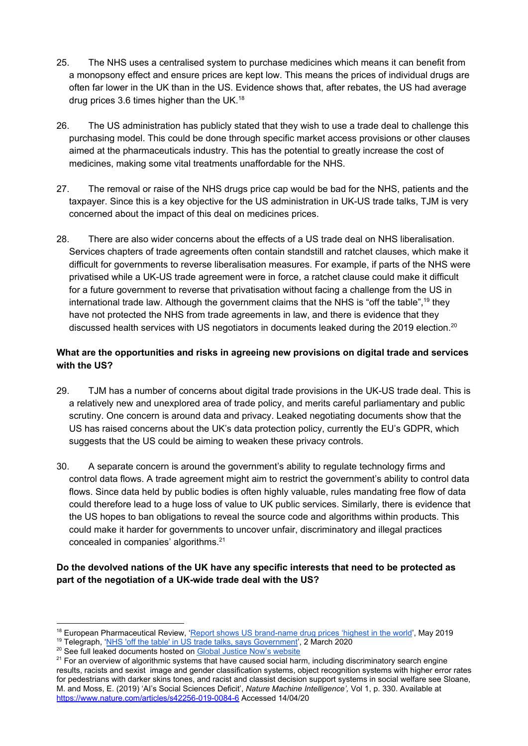25. The NHS uses a centralised system to purchase medicines which means it can benefit from a monopsony effect and ensure prices are kept low. This means the prices of individual drugs are often far lower in the UK than in the US. Evidence shows that, after rebates, the US had average drug prices 3.6 times higher than the UK.[18]

26. The US administration has publicly stated that they wish to use a trade deal to challenge this purchasing model. This could be done through specific market access provisions or other clauses aimed at the pharmaceuticals industry. This has the potential to greatly increase the cost of medicines, making some vital treatments unaffordable for the NHS.

27. The removal or raise of the NHS drugs price cap would be bad for the NHS, patients and the taxpayer. Since this is a key objective for the US administration in UK-US trade talks, TJM is very concerned about the impact of this deal on medicines prices.

28. There are also wider concerns about the effects of a US trade deal on NHS liberalisation. Services chapters of trade agreements often contain standstill and ratchet clauses, which make it difficult for governments to reverse liberalisation measures. For example, if parts of the NHS were privatised while a UK-US trade agreement were in force, a ratchet clause could make it difficult for a future government to reverse that privatisation without facing a challenge from the US in international trade law. Although the government claims that the NHS is "off the table",[19] they have not protected the NHS from trade agreements in law, and there is evidence that they discussed health services with US negotiators in documents leaked during the 2019 election.[20]

**What are the opportunities and risks in agreeing new provisions on digital trade and services with the US?**

29. TJM has a number of concerns about digital trade provisions in the UK-US trade deal. This is a relatively new and unexplored area of trade policy, and merits careful parliamentary and public scrutiny. One concern is around data and privacy. Leaked negotiating documents show that the US has raised concerns about the UK's data protection policy, currently the EU's GDPR, which suggests that the US could be aiming to weaken these privacy controls.

30. A separate concern is around the government's ability to regulate technology firms and control data flows. A trade agreement might aim to restrict the government's ability to control data flows. Since data held by public bodies is often highly valuable, rules mandating free flow of data could therefore lead to a huge loss of value to UK public services. Similarly, there is evidence that the US hopes to ban obligations to reveal the source code and algorithms within products. This could make it harder for governments to uncover unfair, discriminatory and illegal practices concealed in companies' algorithms.[21]

**Do the devolved nations of the UK have any specific interests that need to be protected as part of the negotiation of a UK-wide trade deal with the US?**

---

[18] European Pharmaceutical Review, 'Report shows US brand-name drug prices 'highest in the world'', May 2019

[19] Telegraph, 'NHS 'off the table' in US trade talks, says Government', 2 March 2020

[20] See full leaked documents hosted on Global Justice Now's website

[21] For an overview of algorithmic systems that have caused social harm, including discriminatory search engine results, racists and sexist image and gender classification systems, object recognition systems with higher error rates for pedestrians with darker skins tones, and racist and classist decision support systems in social welfare see Sloane, M. and Moss, E. (2019) 'AI's Social Sciences Deficit', *Nature Machine Intelligence',* Vol 1, p. 330. Available at https://www.nature.com/articles/s42256-019-0084-6 Accessed 14/04/20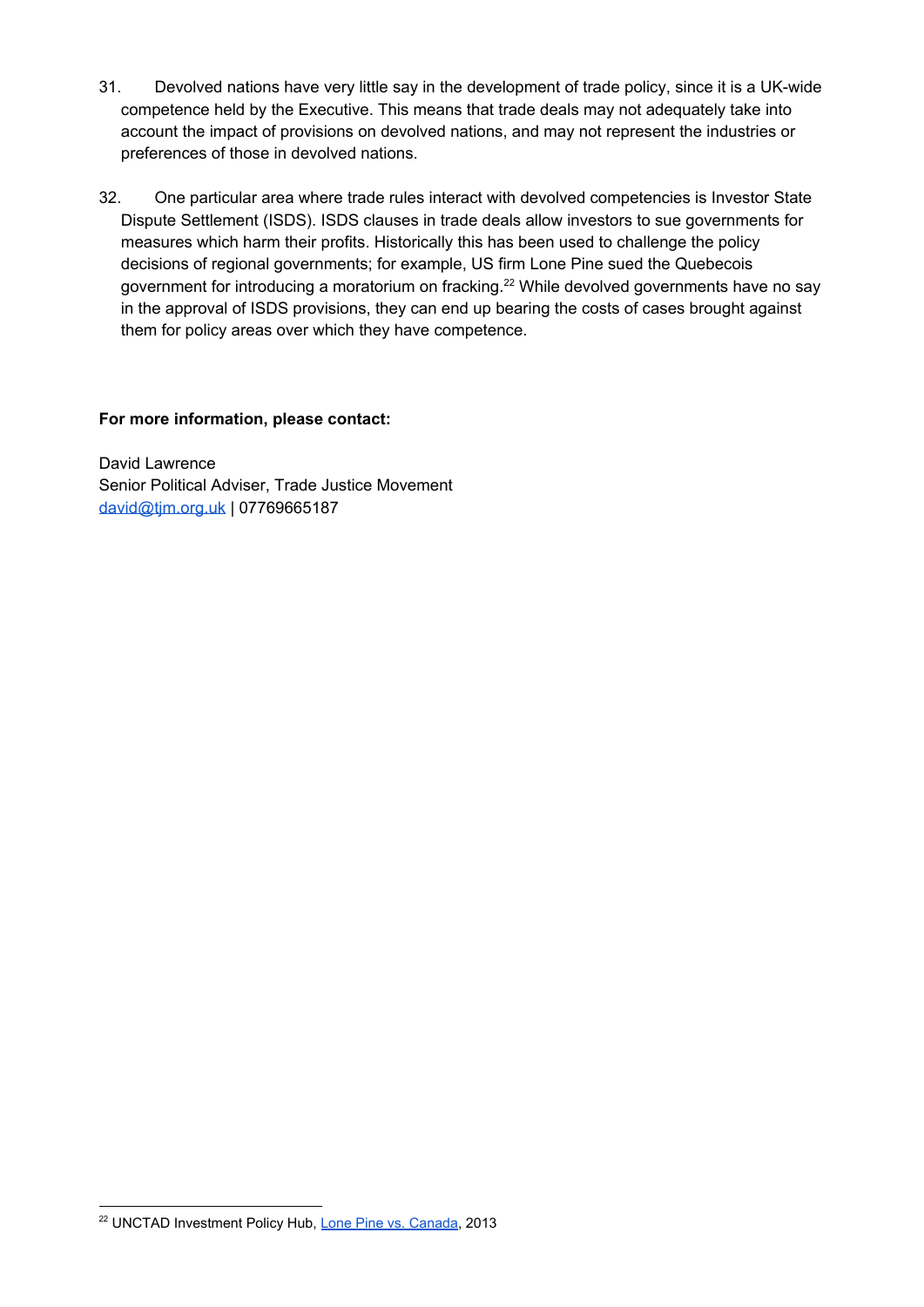31. Devolved nations have very little say in the development of trade policy, since it is a UK-wide competence held by the Executive. This means that trade deals may not adequately take into account the impact of provisions on devolved nations, and may not represent the industries or preferences of those in devolved nations.

32. One particular area where trade rules interact with devolved competencies is Investor State Dispute Settlement (ISDS). ISDS clauses in trade deals allow investors to sue governments for measures which harm their profits. Historically this has been used to challenge the policy decisions of regional governments; for example, US firm Lone Pine sued the Quebecois government for introducing a moratorium on fracking.[22] While devolved governments have no say in the approval of ISDS provisions, they can end up bearing the costs of cases brought against them for policy areas over which they have competence.

**For more information, please contact:**

David Lawrence
Senior Political Adviser, Trade Justice Movement
david@tjm.org.uk | 07769665187

[22] UNCTAD Investment Policy Hub, Lone Pine vs. Canada, 2013